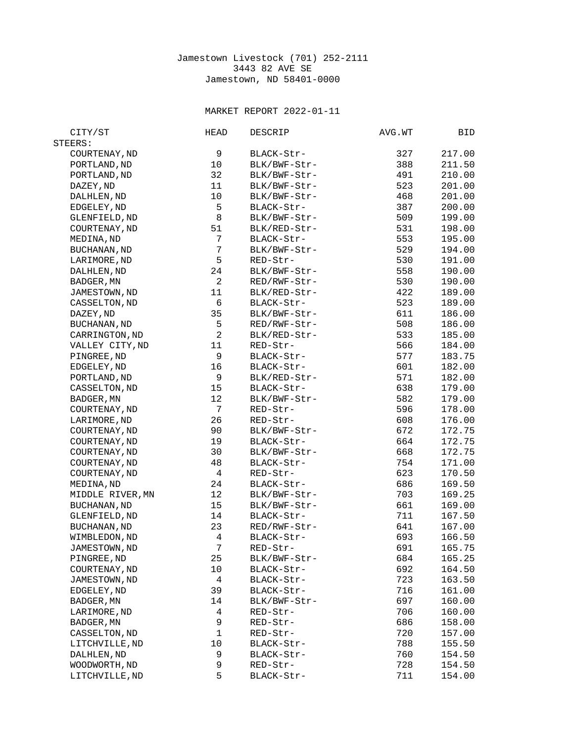Jamestown Livestock (701) 252-2111
3443 82 AVE SE
Jamestown, ND 58401-0000

MARKET REPORT 2022-01-11

| CITY/ST | HEAD | DESCRIP | AVG.WT | BID |
|---|---|---|---|---|
| STEERS: | | | | |
| COURTENAY,ND | 9 | BLACK-Str- | 327 | 217.00 |
| PORTLAND,ND | 10 | BLK/BWF-Str- | 388 | 211.50 |
| PORTLAND,ND | 32 | BLK/BWF-Str- | 491 | 210.00 |
| DAZEY,ND | 11 | BLK/BWF-Str- | 523 | 201.00 |
| DAHLEN,ND | 10 | BLK/BWF-Str- | 468 | 201.00 |
| EDGELEY,ND | 5 | BLACK-Str- | 387 | 200.00 |
| GLENFIELD,ND | 8 | BLK/BWF-Str- | 509 | 199.00 |
| COURTENAY,ND | 51 | BLK/RED-Str- | 531 | 198.00 |
| MEDINA,ND | 7 | BLACK-Str- | 553 | 195.00 |
| BUCHANAN,ND | 7 | BLK/BWF-Str- | 529 | 194.00 |
| LARIMORE,ND | 5 | RED-Str- | 530 | 191.00 |
| DAHLEN,ND | 24 | BLK/BWF-Str- | 558 | 190.00 |
| BADGER,MN | 2 | RED/RWF-Str- | 530 | 190.00 |
| JAMESTOWN,ND | 11 | BLK/RED-Str- | 422 | 189.00 |
| CASSELTON,ND | 6 | BLACK-Str- | 523 | 189.00 |
| DAZEY,ND | 35 | BLK/BWF-Str- | 611 | 186.00 |
| BUCHANAN,ND | 5 | RED/RWF-Str- | 508 | 186.00 |
| CARRINGTON,ND | 2 | BLK/RED-Str- | 533 | 185.00 |
| VALLEY CITY,ND | 11 | RED-Str- | 566 | 184.00 |
| PINGREE,ND | 9 | BLACK-Str- | 577 | 183.75 |
| EDGELEY,ND | 16 | BLACK-Str- | 601 | 182.00 |
| PORTLAND,ND | 9 | BLK/RED-Str- | 571 | 182.00 |
| CASSELTON,ND | 15 | BLACK-Str- | 638 | 179.00 |
| BADGER,MN | 12 | BLK/BWF-Str- | 582 | 179.00 |
| COURTENAY,ND | 7 | RED-Str- | 596 | 178.00 |
| LARIMORE,ND | 26 | RED-Str- | 608 | 176.00 |
| COURTENAY,ND | 90 | BLK/BWF-Str- | 672 | 172.75 |
| COURTENAY,ND | 19 | BLACK-Str- | 664 | 172.75 |
| COURTENAY,ND | 30 | BLK/BWF-Str- | 668 | 172.75 |
| COURTENAY,ND | 48 | BLACK-Str- | 754 | 171.00 |
| COURTENAY,ND | 4 | RED-Str- | 623 | 170.50 |
| MEDINA,ND | 24 | BLACK-Str- | 686 | 169.50 |
| MIDDLE RIVER,MN | 12 | BLK/BWF-Str- | 703 | 169.25 |
| BUCHANAN,ND | 15 | BLK/BWF-Str- | 661 | 169.00 |
| GLENFIELD,ND | 14 | BLACK-Str- | 711 | 167.50 |
| BUCHANAN,ND | 23 | RED/RWF-Str- | 641 | 167.00 |
| WIMBLEDON,ND | 4 | BLACK-Str- | 693 | 166.50 |
| JAMESTOWN,ND | 7 | RED-Str- | 691 | 165.75 |
| PINGREE,ND | 25 | BLK/BWF-Str- | 684 | 165.25 |
| COURTENAY,ND | 10 | BLACK-Str- | 692 | 164.50 |
| JAMESTOWN,ND | 4 | BLACK-Str- | 723 | 163.50 |
| EDGELEY,ND | 39 | BLACK-Str- | 716 | 161.00 |
| BADGER,MN | 14 | BLK/BWF-Str- | 697 | 160.00 |
| LARIMORE,ND | 4 | RED-Str- | 706 | 160.00 |
| BADGER,MN | 9 | RED-Str- | 686 | 158.00 |
| CASSELTON,ND | 1 | RED-Str- | 720 | 157.00 |
| LITCHVILLE,ND | 10 | BLACK-Str- | 788 | 155.50 |
| DAHLEN,ND | 9 | BLACK-Str- | 760 | 154.50 |
| WOODWORTH,ND | 9 | RED-Str- | 728 | 154.50 |
| LITCHVILLE,ND | 5 | BLACK-Str- | 711 | 154.00 |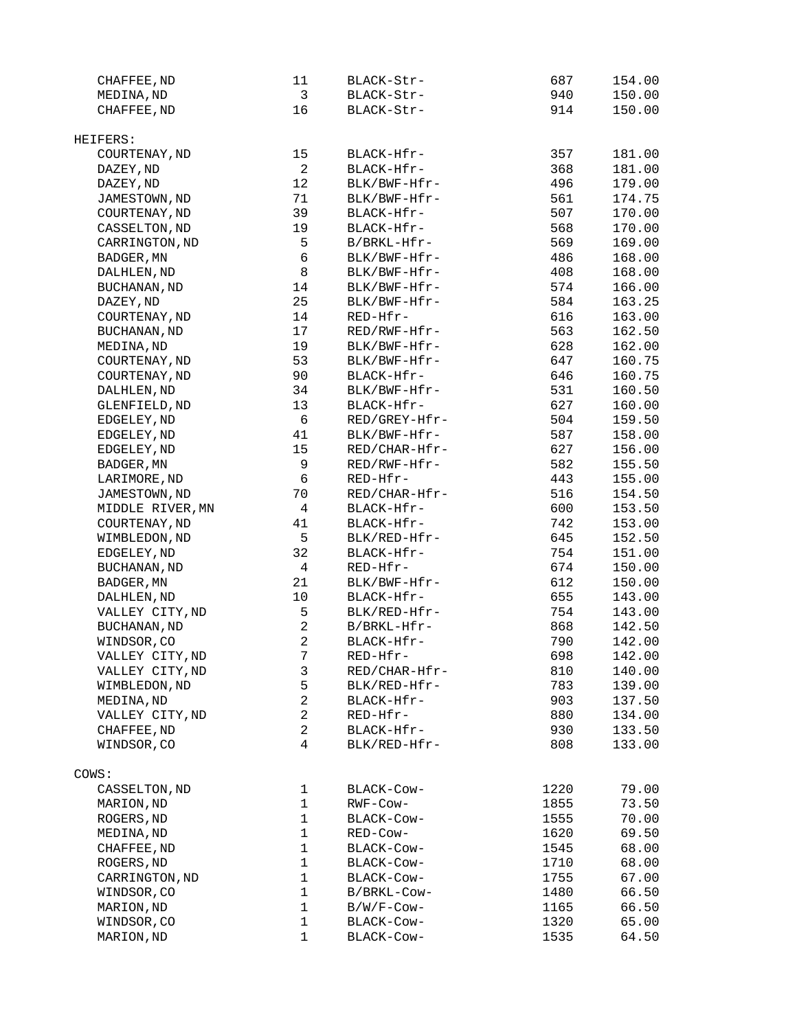| | | | | |
|---|---|---|---|---|
| CHAFFEE,ND | 11 | BLACK-Str- | 687 | 154.00 |
| MEDINA,ND | 3 | BLACK-Str- | 940 | 150.00 |
| CHAFFEE,ND | 16 | BLACK-Str- | 914 | 150.00 |

HEIFERS:

| | | | | |
|---|---|---|---|---|
| COURTENAY,ND | 15 | BLACK-Hfr- | 357 | 181.00 |
| DAZEY,ND | 2 | BLACK-Hfr- | 368 | 181.00 |
| DAZEY,ND | 12 | BLK/BWF-Hfr- | 496 | 179.00 |
| JAMESTOWN,ND | 71 | BLK/BWF-Hfr- | 561 | 174.75 |
| COURTENAY,ND | 39 | BLACK-Hfr- | 507 | 170.00 |
| CASSELTON,ND | 19 | BLACK-Hfr- | 568 | 170.00 |
| CARRINGTON,ND | 5 | B/BRKL-Hfr- | 569 | 169.00 |
| BADGER,MN | 6 | BLK/BWF-Hfr- | 486 | 168.00 |
| DALHLEN,ND | 8 | BLK/BWF-Hfr- | 408 | 168.00 |
| BUCHANAN,ND | 14 | BLK/BWF-Hfr- | 574 | 166.00 |
| DAZEY,ND | 25 | BLK/BWF-Hfr- | 584 | 163.25 |
| COURTENAY,ND | 14 | RED-Hfr- | 616 | 163.00 |
| BUCHANAN,ND | 17 | RED/RWF-Hfr- | 563 | 162.50 |
| MEDINA,ND | 19 | BLK/BWF-Hfr- | 628 | 162.00 |
| COURTENAY,ND | 53 | BLK/BWF-Hfr- | 647 | 160.75 |
| COURTENAY,ND | 90 | BLACK-Hfr- | 646 | 160.75 |
| DALHLEN,ND | 34 | BLK/BWF-Hfr- | 531 | 160.50 |
| GLENFIELD,ND | 13 | BLACK-Hfr- | 627 | 160.00 |
| EDGELEY,ND | 6 | RED/GREY-Hfr- | 504 | 159.50 |
| EDGELEY,ND | 41 | BLK/BWF-Hfr- | 587 | 158.00 |
| EDGELEY,ND | 15 | RED/CHAR-Hfr- | 627 | 156.00 |
| BADGER,MN | 9 | RED/RWF-Hfr- | 582 | 155.50 |
| LARIMORE,ND | 6 | RED-Hfr- | 443 | 155.00 |
| JAMESTOWN,ND | 70 | RED/CHAR-Hfr- | 516 | 154.50 |
| MIDDLE RIVER,MN | 4 | BLACK-Hfr- | 600 | 153.50 |
| COURTENAY,ND | 41 | BLACK-Hfr- | 742 | 153.00 |
| WIMBLEDON,ND | 5 | BLK/RED-Hfr- | 645 | 152.50 |
| EDGELEY,ND | 32 | BLACK-Hfr- | 754 | 151.00 |
| BUCHANAN,ND | 4 | RED-Hfr- | 674 | 150.00 |
| BADGER,MN | 21 | BLK/BWF-Hfr- | 612 | 150.00 |
| DALHLEN,ND | 10 | BLACK-Hfr- | 655 | 143.00 |
| VALLEY CITY,ND | 5 | BLK/RED-Hfr- | 754 | 143.00 |
| BUCHANAN,ND | 2 | B/BRKL-Hfr- | 868 | 142.50 |
| WINDSOR,CO | 2 | BLACK-Hfr- | 790 | 142.00 |
| VALLEY CITY,ND | 7 | RED-Hfr- | 698 | 142.00 |
| VALLEY CITY,ND | 3 | RED/CHAR-Hfr- | 810 | 140.00 |
| WIMBLEDON,ND | 5 | BLK/RED-Hfr- | 783 | 139.00 |
| MEDINA,ND | 2 | BLACK-Hfr- | 903 | 137.50 |
| VALLEY CITY,ND | 2 | RED-Hfr- | 880 | 134.00 |
| CHAFFEE,ND | 2 | BLACK-Hfr- | 930 | 133.50 |
| WINDSOR,CO | 4 | BLK/RED-Hfr- | 808 | 133.00 |

COWS:

| | | | | |
|---|---|---|---|---|
| CASSELTON,ND | 1 | BLACK-Cow- | 1220 | 79.00 |
| MARION,ND | 1 | RWF-Cow- | 1855 | 73.50 |
| ROGERS,ND | 1 | BLACK-Cow- | 1555 | 70.00 |
| MEDINA,ND | 1 | RED-Cow- | 1620 | 69.50 |
| CHAFFEE,ND | 1 | BLACK-Cow- | 1545 | 68.00 |
| ROGERS,ND | 1 | BLACK-Cow- | 1710 | 68.00 |
| CARRINGTON,ND | 1 | BLACK-Cow- | 1755 | 67.00 |
| WINDSOR,CO | 1 | B/BRKL-Cow- | 1480 | 66.50 |
| MARION,ND | 1 | B/W/F-Cow- | 1165 | 66.50 |
| WINDSOR,CO | 1 | BLACK-Cow- | 1320 | 65.00 |
| MARION,ND | 1 | BLACK-Cow- | 1535 | 64.50 |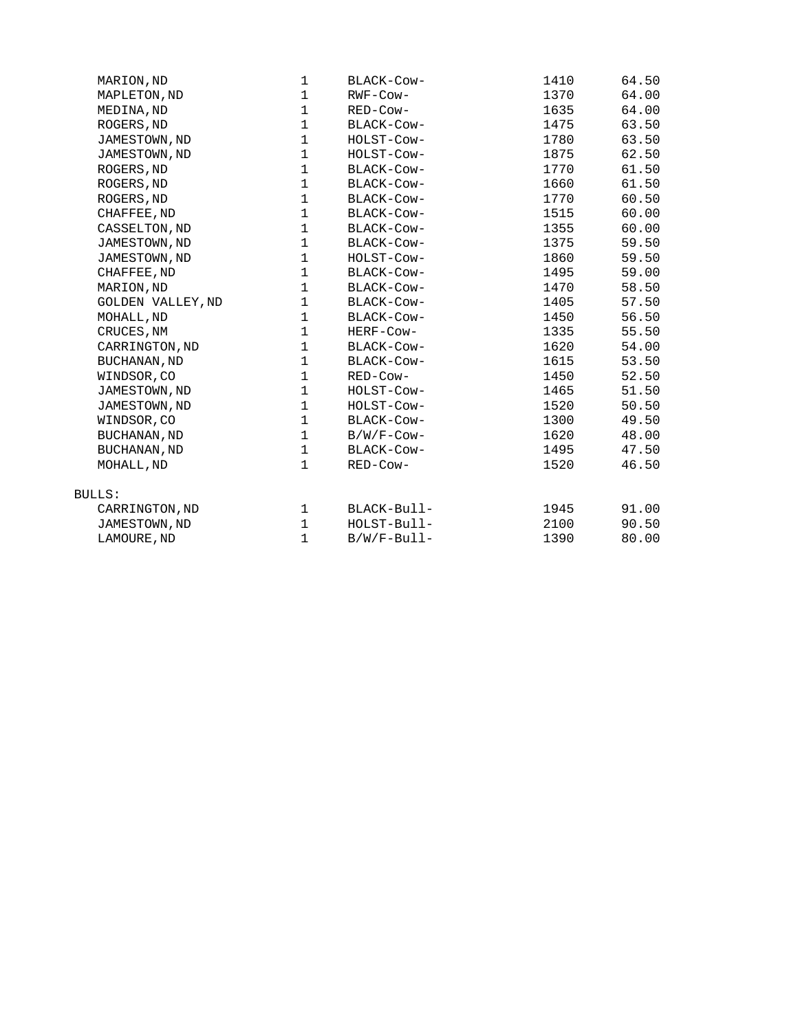| | | | | |
|---|---|---|---|---|
| MARION,ND | 1 | BLACK-Cow- | 1410 | 64.50 |
| MAPLETON,ND | 1 | RWF-Cow- | 1370 | 64.00 |
| MEDINA,ND | 1 | RED-Cow- | 1635 | 64.00 |
| ROGERS,ND | 1 | BLACK-Cow- | 1475 | 63.50 |
| JAMESTOWN,ND | 1 | HOLST-Cow- | 1780 | 63.50 |
| JAMESTOWN,ND | 1 | HOLST-Cow- | 1875 | 62.50 |
| ROGERS,ND | 1 | BLACK-Cow- | 1770 | 61.50 |
| ROGERS,ND | 1 | BLACK-Cow- | 1660 | 61.50 |
| ROGERS,ND | 1 | BLACK-Cow- | 1770 | 60.50 |
| CHAFFEE,ND | 1 | BLACK-Cow- | 1515 | 60.00 |
| CASSELTON,ND | 1 | BLACK-Cow- | 1355 | 60.00 |
| JAMESTOWN,ND | 1 | BLACK-Cow- | 1375 | 59.50 |
| JAMESTOWN,ND | 1 | HOLST-Cow- | 1860 | 59.50 |
| CHAFFEE,ND | 1 | BLACK-Cow- | 1495 | 59.00 |
| MARION,ND | 1 | BLACK-Cow- | 1470 | 58.50 |
| GOLDEN VALLEY,ND | 1 | BLACK-Cow- | 1405 | 57.50 |
| MOHALL,ND | 1 | BLACK-Cow- | 1450 | 56.50 |
| CRUCES,NM | 1 | HERF-Cow- | 1335 | 55.50 |
| CARRINGTON,ND | 1 | BLACK-Cow- | 1620 | 54.00 |
| BUCHANAN,ND | 1 | BLACK-Cow- | 1615 | 53.50 |
| WINDSOR,CO | 1 | RED-Cow- | 1450 | 52.50 |
| JAMESTOWN,ND | 1 | HOLST-Cow- | 1465 | 51.50 |
| JAMESTOWN,ND | 1 | HOLST-Cow- | 1520 | 50.50 |
| WINDSOR,CO | 1 | BLACK-Cow- | 1300 | 49.50 |
| BUCHANAN,ND | 1 | B/W/F-Cow- | 1620 | 48.00 |
| BUCHANAN,ND | 1 | BLACK-Cow- | 1495 | 47.50 |
| MOHALL,ND | 1 | RED-Cow- | 1520 | 46.50 |
| BULLS: | | | | |
| CARRINGTON,ND | 1 | BLACK-Bull- | 1945 | 91.00 |
| JAMESTOWN,ND | 1 | HOLST-Bull- | 2100 | 90.50 |
| LAMOURE,ND | 1 | B/W/F-Bull- | 1390 | 80.00 |